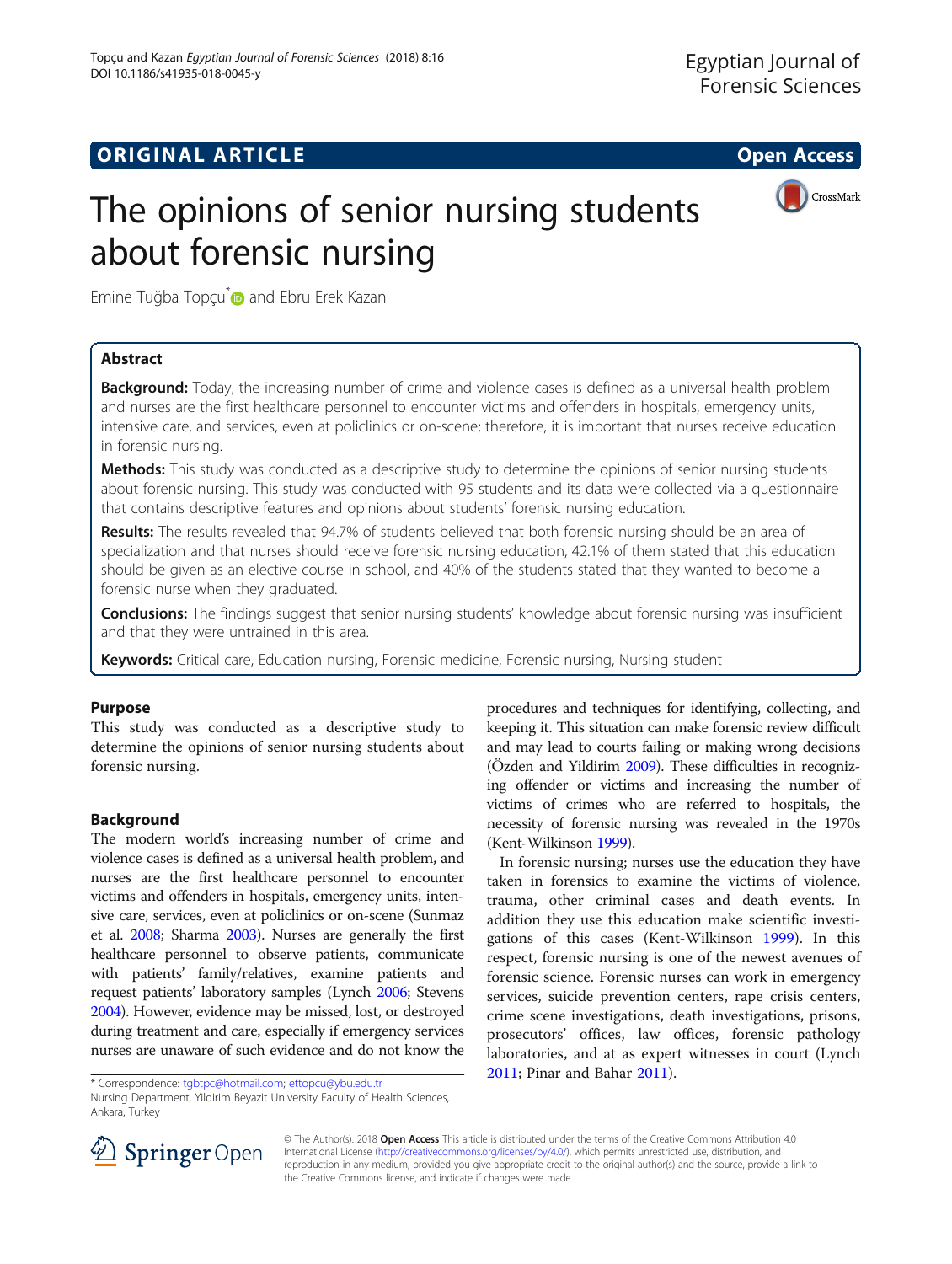ORIGINAL ARTICLE

Open Access

# The opinions of senior nursing students about forensic nursing

Emine Tuğba Topçu* and Ebru Erek Kazan

## Abstract

**Background:** Today, the increasing number of crime and violence cases is defined as a universal health problem and nurses are the first healthcare personnel to encounter victims and offenders in hospitals, emergency units, intensive care, and services, even at policlinics or on-scene; therefore, it is important that nurses receive education in forensic nursing.

**Methods:** This study was conducted as a descriptive study to determine the opinions of senior nursing students about forensic nursing. This study was conducted with 95 students and its data were collected via a questionnaire that contains descriptive features and opinions about students' forensic nursing education.

**Results:** The results revealed that 94.7% of students believed that both forensic nursing should be an area of specialization and that nurses should receive forensic nursing education, 42.1% of them stated that this education should be given as an elective course in school, and 40% of the students stated that they wanted to become a forensic nurse when they graduated.

**Conclusions:** The findings suggest that senior nursing students' knowledge about forensic nursing was insufficient and that they were untrained in this area.

**Keywords:** Critical care, Education nursing, Forensic medicine, Forensic nursing, Nursing student

## Purpose

This study was conducted as a descriptive study to determine the opinions of senior nursing students about forensic nursing.

## Background

The modern world's increasing number of crime and violence cases is defined as a universal health problem, and nurses are the first healthcare personnel to encounter victims and offenders in hospitals, emergency units, intensive care, services, even at policlinics or on-scene (Sunmaz et al. 2008; Sharma 2003). Nurses are generally the first healthcare personnel to observe patients, communicate with patients' family/relatives, examine patients and request patients' laboratory samples (Lynch 2006; Stevens 2004). However, evidence may be missed, lost, or destroyed during treatment and care, especially if emergency services nurses are unaware of such evidence and do not know the procedures and techniques for identifying, collecting, and keeping it. This situation can make forensic review difficult and may lead to courts failing or making wrong decisions (Özden and Yildirim 2009). These difficulties in recognizing offender or victims and increasing the number of victims of crimes who are referred to hospitals, the necessity of forensic nursing was revealed in the 1970s (Kent-Wilkinson 1999).

In forensic nursing; nurses use the education they have taken in forensics to examine the victims of violence, trauma, other criminal cases and death events. In addition they use this education make scientific investigations of this cases (Kent-Wilkinson 1999). In this respect, forensic nursing is one of the newest avenues of forensic science. Forensic nurses can work in emergency services, suicide prevention centers, rape crisis centers, crime scene investigations, death investigations, prisons, prosecutors' offices, law offices, forensic pathology laboratories, and at as expert witnesses in court (Lynch 2011; Pinar and Bahar 2011).

\* Correspondence: tgbtpc@hotmail.com; ettopcu@ybu.edu.tr
Nursing Department, Yildirim Beyazit University Faculty of Health Sciences, Ankara, Turkey

© The Author(s). 2018 **Open Access** This article is distributed under the terms of the Creative Commons Attribution 4.0 International License (http://creativecommons.org/licenses/by/4.0/), which permits unrestricted use, distribution, and reproduction in any medium, provided you give appropriate credit to the original author(s) and the source, provide a link to the Creative Commons license, and indicate if changes were made.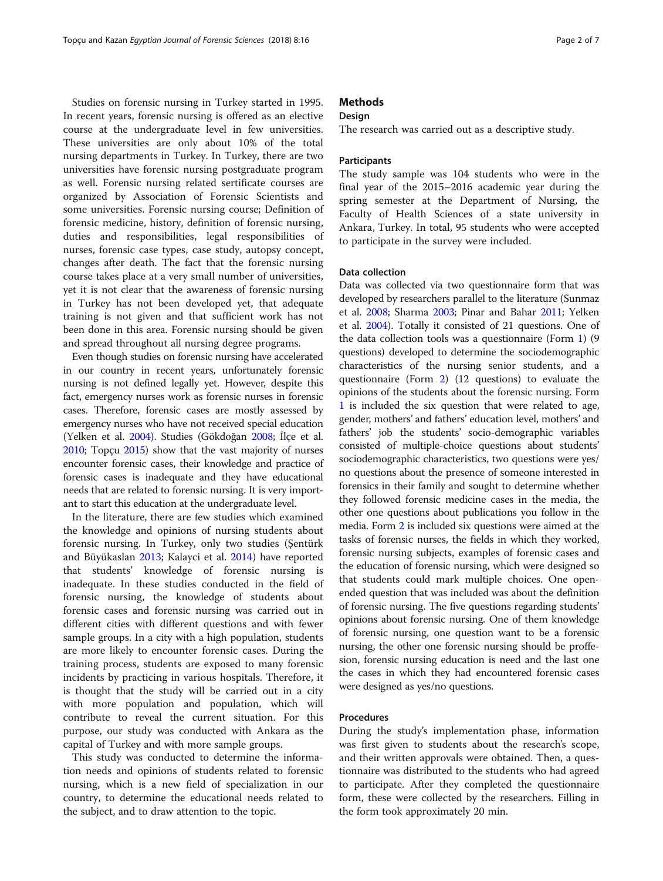Studies on forensic nursing in Turkey started in 1995. In recent years, forensic nursing is offered as an elective course at the undergraduate level in few universities. These universities are only about 10% of the total nursing departments in Turkey. In Turkey, there are two universities have forensic nursing postgraduate program as well. Forensic nursing related sertificate courses are organized by Association of Forensic Scientists and some universities. Forensic nursing course; Definition of forensic medicine, history, definition of forensic nursing, duties and responsibilities, legal responsibilities of nurses, forensic case types, case study, autopsy concept, changes after death. The fact that the forensic nursing course takes place at a very small number of universities, yet it is not clear that the awareness of forensic nursing in Turkey has not been developed yet, that adequate training is not given and that sufficient work has not been done in this area. Forensic nursing should be given and spread throughout all nursing degree programs.

Even though studies on forensic nursing have accelerated in our country in recent years, unfortunately forensic nursing is not defined legally yet. However, despite this fact, emergency nurses work as forensic nurses in forensic cases. Therefore, forensic cases are mostly assessed by emergency nurses who have not received special education (Yelken et al. 2004). Studies (Gökdoğan 2008; İlçe et al. 2010; Topçu 2015) show that the vast majority of nurses encounter forensic cases, their knowledge and practice of forensic cases is inadequate and they have educational needs that are related to forensic nursing. It is very important to start this education at the undergraduate level.

In the literature, there are few studies which examined the knowledge and opinions of nursing students about forensic nursing. In Turkey, only two studies (Şentürk and Büyükaslan 2013; Kalayci et al. 2014) have reported that students' knowledge of forensic nursing is inadequate. In these studies conducted in the field of forensic nursing, the knowledge of students about forensic cases and forensic nursing was carried out in different cities with different questions and with fewer sample groups. In a city with a high population, students are more likely to encounter forensic cases. During the training process, students are exposed to many forensic incidents by practicing in various hospitals. Therefore, it is thought that the study will be carried out in a city with more population and population, which will contribute to reveal the current situation. For this purpose, our study was conducted with Ankara as the capital of Turkey and with more sample groups.

This study was conducted to determine the information needs and opinions of students related to forensic nursing, which is a new field of specialization in our country, to determine the educational needs related to the subject, and to draw attention to the topic.

## Methods

### Design

The research was carried out as a descriptive study.

### Participants

The study sample was 104 students who were in the final year of the 2015–2016 academic year during the spring semester at the Department of Nursing, the Faculty of Health Sciences of a state university in Ankara, Turkey. In total, 95 students who were accepted to participate in the survey were included.

### Data collection

Data was collected via two questionnaire form that was developed by researchers parallel to the literature (Sunmaz et al. 2008; Sharma 2003; Pinar and Bahar 2011; Yelken et al. 2004). Totally it consisted of 21 questions. One of the data collection tools was a questionnaire (Form 1) (9 questions) developed to determine the sociodemographic characteristics of the nursing senior students, and a questionnaire (Form 2) (12 questions) to evaluate the opinions of the students about the forensic nursing. Form 1 is included the six question that were related to age, gender, mothers' and fathers' education level, mothers' and fathers' job the students' socio-demographic variables consisted of multiple-choice questions about students' sociodemographic characteristics, two questions were yes/no questions about the presence of someone interested in forensics in their family and sought to determine whether they followed forensic medicine cases in the media, the other one questions about publications you follow in the media. Form 2 is included six questions were aimed at the tasks of forensic nurses, the fields in which they worked, forensic nursing subjects, examples of forensic cases and the education of forensic nursing, which were designed so that students could mark multiple choices. One open-ended question that was included was about the definition of forensic nursing. The five questions regarding students' opinions about forensic nursing. One of them knowledge of forensic nursing, one question want to be a forensic nursing, the other one forensic nursing should be proffesion, forensic nursing education is need and the last one the cases in which they had encountered forensic cases were designed as yes/no questions.

### Procedures

During the study's implementation phase, information was first given to students about the research's scope, and their written approvals were obtained. Then, a questionnaire was distributed to the students who had agreed to participate. After they completed the questionnaire form, these were collected by the researchers. Filling in the form took approximately 20 min.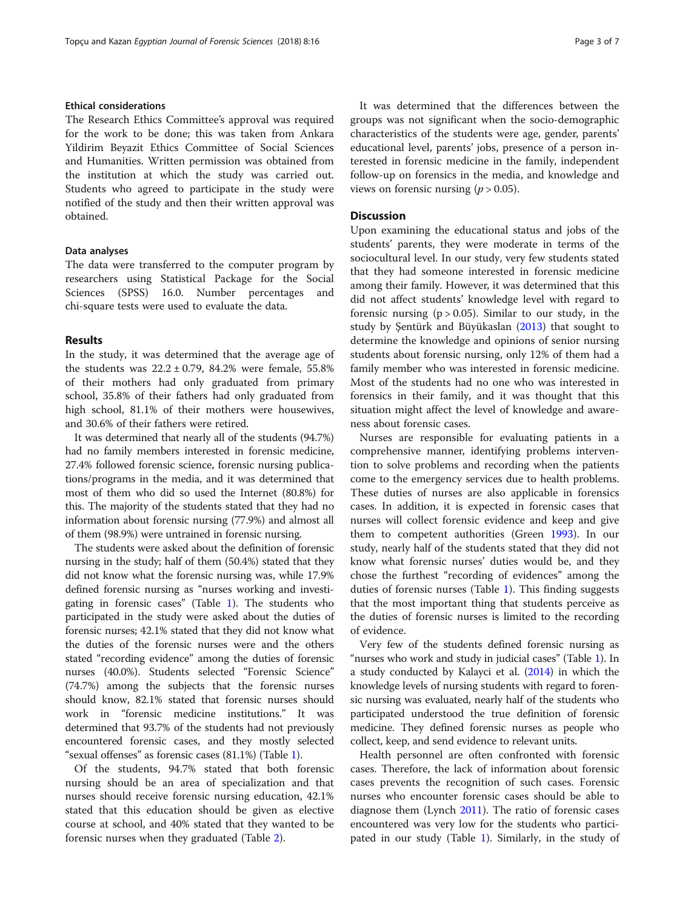### Ethical considerations

The Research Ethics Committee's approval was required for the work to be done; this was taken from Ankara Yildirim Beyazit Ethics Committee of Social Sciences and Humanities. Written permission was obtained from the institution at which the study was carried out. Students who agreed to participate in the study were notified of the study and then their written approval was obtained.

### Data analyses

The data were transferred to the computer program by researchers using Statistical Package for the Social Sciences (SPSS) 16.0. Number percentages and chi-square tests were used to evaluate the data.

## Results

In the study, it was determined that the average age of the students was 22.2 ± 0.79, 84.2% were female, 55.8% of their mothers had only graduated from primary school, 35.8% of their fathers had only graduated from high school, 81.1% of their mothers were housewives, and 30.6% of their fathers were retired.

It was determined that nearly all of the students (94.7%) had no family members interested in forensic medicine, 27.4% followed forensic science, forensic nursing publications/programs in the media, and it was determined that most of them who did so used the Internet (80.8%) for this. The majority of the students stated that they had no information about forensic nursing (77.9%) and almost all of them (98.9%) were untrained in forensic nursing.

The students were asked about the definition of forensic nursing in the study; half of them (50.4%) stated that they did not know what the forensic nursing was, while 17.9% defined forensic nursing as "nurses working and investigating in forensic cases" (Table 1). The students who participated in the study were asked about the duties of forensic nurses; 42.1% stated that they did not know what the duties of the forensic nurses were and the others stated "recording evidence" among the duties of forensic nurses (40.0%). Students selected "Forensic Science" (74.7%) among the subjects that the forensic nurses should know, 82.1% stated that forensic nurses should work in "forensic medicine institutions." It was determined that 93.7% of the students had not previously encountered forensic cases, and they mostly selected "sexual offenses" as forensic cases (81.1%) (Table 1).

Of the students, 94.7% stated that both forensic nursing should be an area of specialization and that nurses should receive forensic nursing education, 42.1% stated that this education should be given as elective course at school, and 40% stated that they wanted to be forensic nurses when they graduated (Table 2).

It was determined that the differences between the groups was not significant when the socio-demographic characteristics of the students were age, gender, parents' educational level, parents' jobs, presence of a person interested in forensic medicine in the family, independent follow-up on forensics in the media, and knowledge and views on forensic nursing ($p > 0.05$).

## Discussion

Upon examining the educational status and jobs of the students' parents, they were moderate in terms of the sociocultural level. In our study, very few students stated that they had someone interested in forensic medicine among their family. However, it was determined that this did not affect students' knowledge level with regard to forensic nursing ($p > 0.05$). Similar to our study, in the study by Şentürk and Büyükaslan (2013) that sought to determine the knowledge and opinions of senior nursing students about forensic nursing, only 12% of them had a family member who was interested in forensic medicine. Most of the students had no one who was interested in forensics in their family, and it was thought that this situation might affect the level of knowledge and awareness about forensic cases.

Nurses are responsible for evaluating patients in a comprehensive manner, identifying problems intervention to solve problems and recording when the patients come to the emergency services due to health problems. These duties of nurses are also applicable in forensics cases. In addition, it is expected in forensic cases that nurses will collect forensic evidence and keep and give them to competent authorities (Green 1993). In our study, nearly half of the students stated that they did not know what forensic nurses' duties would be, and they chose the furthest "recording of evidences" among the duties of forensic nurses (Table 1). This finding suggests that the most important thing that students perceive as the duties of forensic nurses is limited to the recording of evidence.

Very few of the students defined forensic nursing as "nurses who work and study in judicial cases" (Table 1). In a study conducted by Kalayci et al. (2014) in which the knowledge levels of nursing students with regard to forensic nursing was evaluated, nearly half of the students who participated understood the true definition of forensic medicine. They defined forensic nurses as people who collect, keep, and send evidence to relevant units.

Health personnel are often confronted with forensic cases. Therefore, the lack of information about forensic cases prevents the recognition of such cases. Forensic nurses who encounter forensic cases should be able to diagnose them (Lynch 2011). The ratio of forensic cases encountered was very low for the students who participated in our study (Table 1). Similarly, in the study of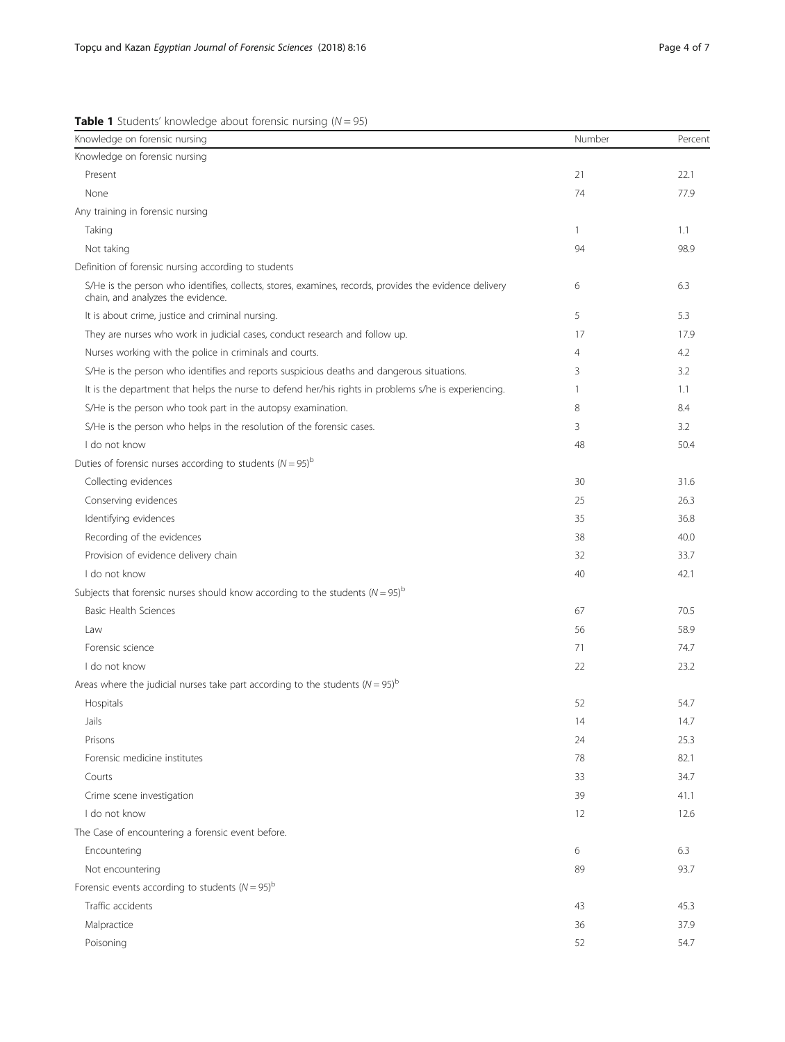**Table 1** Students' knowledge about forensic nursing ($N = 95$)

| Knowledge on forensic nursing | Number | Percent |
|---|---|---|
| Knowledge on forensic nursing | | |
| Present | 21 | 22.1 |
| None | 74 | 77.9 |
| Any training in forensic nursing | | |
| Taking | 1 | 1.1 |
| Not taking | 94 | 98.9 |
| Definition of forensic nursing according to students | | |
| S/He is the person who identifies, collects, stores, examines, records, provides the evidence delivery chain, and analyzes the evidence. | 6 | 6.3 |
| It is about crime, justice and criminal nursing. | 5 | 5.3 |
| They are nurses who work in judicial cases, conduct research and follow up. | 17 | 17.9 |
| Nurses working with the police in criminals and courts. | 4 | 4.2 |
| S/He is the person who identifies and reports suspicious deaths and dangerous situations. | 3 | 3.2 |
| It is the department that helps the nurse to defend her/his rights in problems s/he is experiencing. | 1 | 1.1 |
| S/He is the person who took part in the autopsy examination. | 8 | 8.4 |
| S/He is the person who helps in the resolution of the forensic cases. | 3 | 3.2 |
| I do not know | 48 | 50.4 |
| Duties of forensic nurses according to students ($N = 95$)[b] | | |
| Collecting evidences | 30 | 31.6 |
| Conserving evidences | 25 | 26.3 |
| Identifying evidences | 35 | 36.8 |
| Recording of the evidences | 38 | 40.0 |
| Provision of evidence delivery chain | 32 | 33.7 |
| I do not know | 40 | 42.1 |
| Subjects that forensic nurses should know according to the students ($N = 95$)[b] | | |
| Basic Health Sciences | 67 | 70.5 |
| Law | 56 | 58.9 |
| Forensic science | 71 | 74.7 |
| I do not know | 22 | 23.2 |
| Areas where the judicial nurses take part according to the students ($N = 95$)[b] | | |
| Hospitals | 52 | 54.7 |
| Jails | 14 | 14.7 |
| Prisons | 24 | 25.3 |
| Forensic medicine institutes | 78 | 82.1 |
| Courts | 33 | 34.7 |
| Crime scene investigation | 39 | 41.1 |
| I do not know | 12 | 12.6 |
| The Case of encountering a forensic event before. | | |
| Encountering | 6 | 6.3 |
| Not encountering | 89 | 93.7 |
| Forensic events according to students ($N = 95$)[b] | | |
| Traffic accidents | 43 | 45.3 |
| Malpractice | 36 | 37.9 |
| Poisoning | 52 | 54.7 |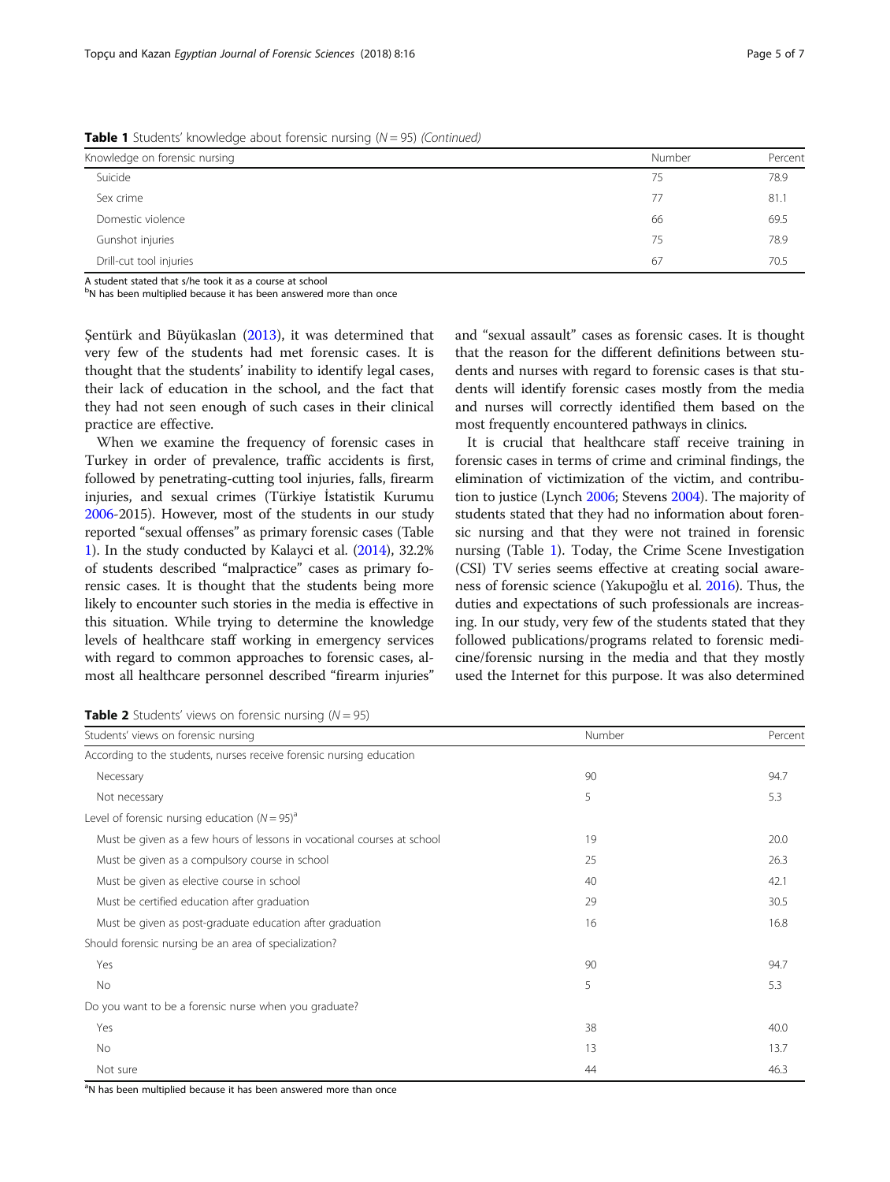**Table 1** Students' knowledge about forensic nursing (N = 95) (Continued)

| Knowledge on forensic nursing | Number | Percent |
|---|---|---|
| Suicide | 75 | 78.9 |
| Sex crime | 77 | 81.1 |
| Domestic violence | 66 | 69.5 |
| Gunshot injuries | 75 | 78.9 |
| Drill-cut tool injuries | 67 | 70.5 |

A student stated that s/he took it as a course at school
[b]N has been multiplied because it has been answered more than once

Şentürk and Büyükaslan (2013), it was determined that very few of the students had met forensic cases. It is thought that the students' inability to identify legal cases, their lack of education in the school, and the fact that they had not seen enough of such cases in their clinical practice are effective.

When we examine the frequency of forensic cases in Turkey in order of prevalence, traffic accidents is first, followed by penetrating-cutting tool injuries, falls, firearm injuries, and sexual crimes (Türkiye İstatistik Kurumu 2006-2015). However, most of the students in our study reported "sexual offenses" as primary forensic cases (Table 1). In the study conducted by Kalayci et al. (2014), 32.2% of students described "malpractice" cases as primary forensic cases. It is thought that the students being more likely to encounter such stories in the media is effective in this situation. While trying to determine the knowledge levels of healthcare staff working in emergency services with regard to common approaches to forensic cases, almost all healthcare personnel described "firearm injuries" and "sexual assault" cases as forensic cases. It is thought that the reason for the different definitions between students and nurses with regard to forensic cases is that students will identify forensic cases mostly from the media and nurses will correctly identified them based on the most frequently encountered pathways in clinics.

It is crucial that healthcare staff receive training in forensic cases in terms of crime and criminal findings, the elimination of victimization of the victim, and contribution to justice (Lynch 2006; Stevens 2004). The majority of students stated that they had no information about forensic nursing and that they were not trained in forensic nursing (Table 1). Today, the Crime Scene Investigation (CSI) TV series seems effective at creating social awareness of forensic science (Yakupoğlu et al. 2016). Thus, the duties and expectations of such professionals are increasing. In our study, very few of the students stated that they followed publications/programs related to forensic medicine/forensic nursing in the media and that they mostly used the Internet for this purpose. It was also determined

**Table 2** Students' views on forensic nursing (N = 95)

| Students' views on forensic nursing | Number | Percent |
|---|---|---|
| According to the students, nurses receive forensic nursing education | | |
| Necessary | 90 | 94.7 |
| Not necessary | 5 | 5.3 |
| Level of forensic nursing education (N = 95)[a] | | |
| Must be given as a few hours of lessons in vocational courses at school | 19 | 20.0 |
| Must be given as a compulsory course in school | 25 | 26.3 |
| Must be given as elective course in school | 40 | 42.1 |
| Must be certified education after graduation | 29 | 30.5 |
| Must be given as post-graduate education after graduation | 16 | 16.8 |
| Should forensic nursing be an area of specialization? | | |
| Yes | 90 | 94.7 |
| No | 5 | 5.3 |
| Do you want to be a forensic nurse when you graduate? | | |
| Yes | 38 | 40.0 |
| No | 13 | 13.7 |
| Not sure | 44 | 46.3 |

[a]N has been multiplied because it has been answered more than once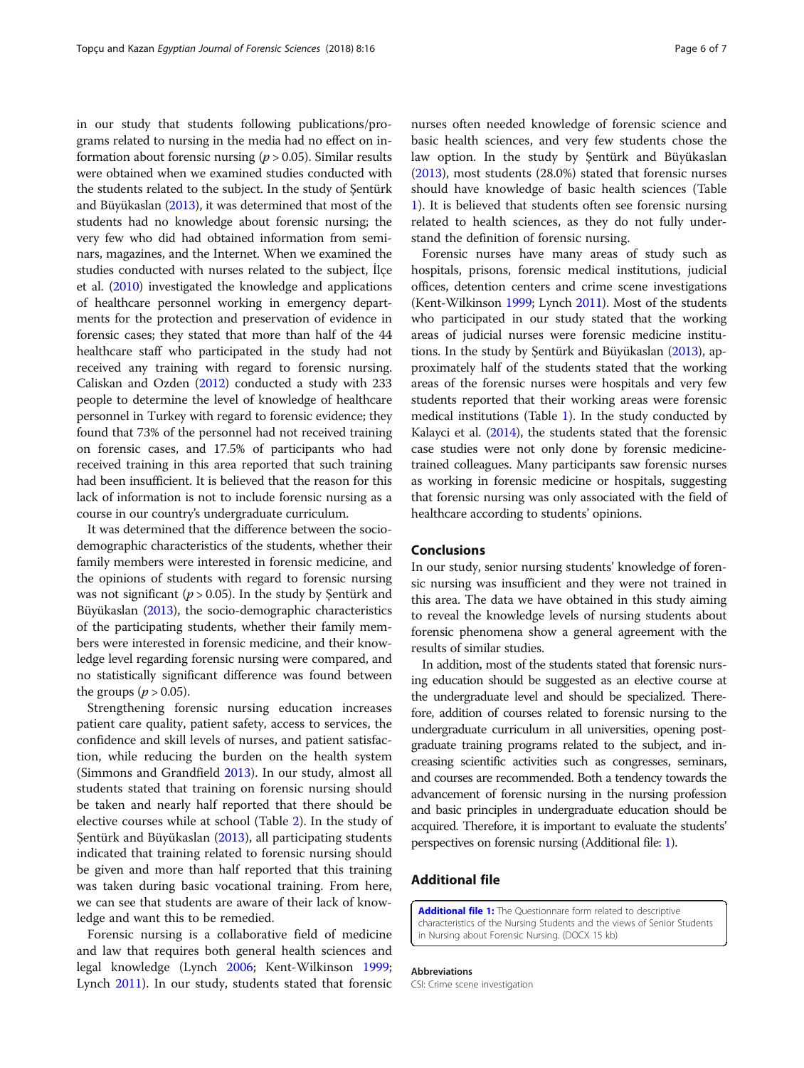in our study that students following publications/programs related to nursing in the media had no effect on information about forensic nursing ($p > 0.05$). Similar results were obtained when we examined studies conducted with the students related to the subject. In the study of Şentürk and Büyükaslan (2013), it was determined that most of the students had no knowledge about forensic nursing; the very few who did had obtained information from seminars, magazines, and the Internet. When we examined the studies conducted with nurses related to the subject, İlçe et al. (2010) investigated the knowledge and applications of healthcare personnel working in emergency departments for the protection and preservation of evidence in forensic cases; they stated that more than half of the 44 healthcare staff who participated in the study had not received any training with regard to forensic nursing. Caliskan and Ozden (2012) conducted a study with 233 people to determine the level of knowledge of healthcare personnel in Turkey with regard to forensic evidence; they found that 73% of the personnel had not received training on forensic cases, and 17.5% of participants who had received training in this area reported that such training had been insufficient. It is believed that the reason for this lack of information is not to include forensic nursing as a course in our country's undergraduate curriculum.

It was determined that the difference between the sociodemographic characteristics of the students, whether their family members were interested in forensic medicine, and the opinions of students with regard to forensic nursing was not significant ($p > 0.05$). In the study by Şentürk and Büyükaslan (2013), the socio-demographic characteristics of the participating students, whether their family members were interested in forensic medicine, and their knowledge level regarding forensic nursing were compared, and no statistically significant difference was found between the groups ($p > 0.05$).

Strengthening forensic nursing education increases patient care quality, patient safety, access to services, the confidence and skill levels of nurses, and patient satisfaction, while reducing the burden on the health system (Simmons and Grandfield 2013). In our study, almost all students stated that training on forensic nursing should be taken and nearly half reported that there should be elective courses while at school (Table 2). In the study of Şentürk and Büyükaslan (2013), all participating students indicated that training related to forensic nursing should be given and more than half reported that this training was taken during basic vocational training. From here, we can see that students are aware of their lack of knowledge and want this to be remedied.

Forensic nursing is a collaborative field of medicine and law that requires both general health sciences and legal knowledge (Lynch 2006; Kent-Wilkinson 1999; Lynch 2011). In our study, students stated that forensic nurses often needed knowledge of forensic science and basic health sciences, and very few students chose the law option. In the study by Şentürk and Büyükaslan (2013), most students (28.0%) stated that forensic nurses should have knowledge of basic health sciences (Table 1). It is believed that students often see forensic nursing related to health sciences, as they do not fully understand the definition of forensic nursing.

Forensic nurses have many areas of study such as hospitals, prisons, forensic medical institutions, judicial offices, detention centers and crime scene investigations (Kent-Wilkinson 1999; Lynch 2011). Most of the students who participated in our study stated that the working areas of judicial nurses were forensic medicine institutions. In the study by Şentürk and Büyükaslan (2013), approximately half of the students stated that the working areas of the forensic nurses were hospitals and very few students reported that their working areas were forensic medical institutions (Table 1). In the study conducted by Kalayci et al. (2014), the students stated that the forensic case studies were not only done by forensic medicine-trained colleagues. Many participants saw forensic nurses as working in forensic medicine or hospitals, suggesting that forensic nursing was only associated with the field of healthcare according to students' opinions.

## Conclusions

In our study, senior nursing students' knowledge of forensic nursing was insufficient and they were not trained in this area. The data we have obtained in this study aiming to reveal the knowledge levels of nursing students about forensic phenomena show a general agreement with the results of similar studies.

In addition, most of the students stated that forensic nursing education should be suggested as an elective course at the undergraduate level and should be specialized. Therefore, addition of courses related to forensic nursing to the undergraduate curriculum in all universities, opening postgraduate training programs related to the subject, and increasing scientific activities such as congresses, seminars, and courses are recommended. Both a tendency towards the advancement of forensic nursing in the nursing profession and basic principles in undergraduate education should be acquired. Therefore, it is important to evaluate the students' perspectives on forensic nursing (Additional file: 1).

## Additional file

**Additional file 1:** The Questionnare form related to descriptive characteristics of the Nursing Students and the views of Senior Students in Nursing about Forensic Nursing. (DOCX 15 kb)

### Abbreviations

CSI: Crime scene investigation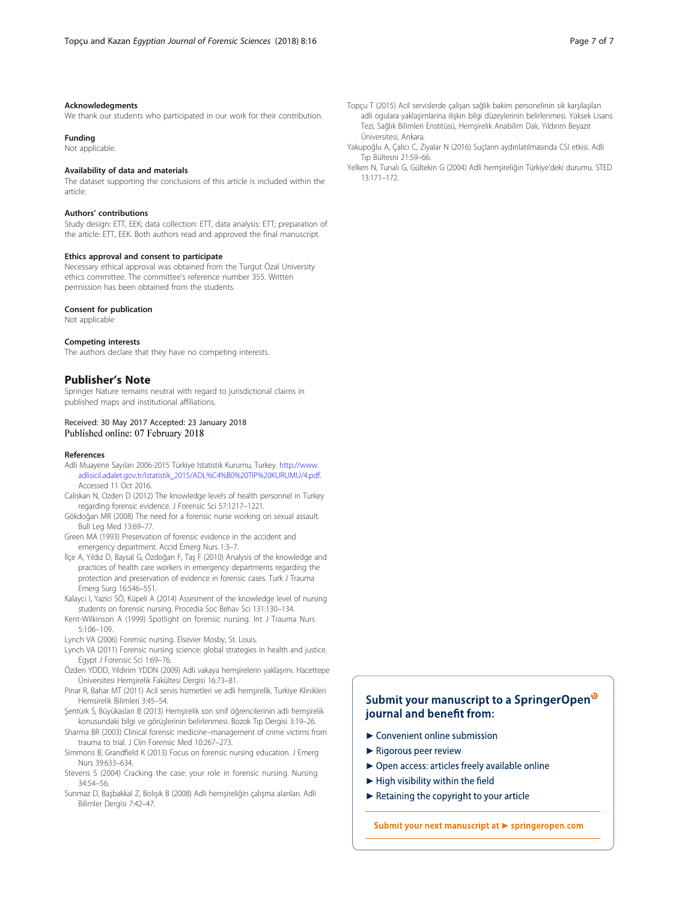#### Acknowledgements

We thank our students who participated in our work for their contribution.

#### Funding

Not applicable.

#### Availability of data and materials

The dataset supporting the conclusions of this article is included within the article.

#### Authors' contributions

Study design: ETT, EEK; data collection: ETT, data analysis: ETT; preparation of the article: ETT, EEK. Both authors read and approved the final manuscript.

#### Ethics approval and consent to participate

Necessary ethical approval was obtained from the Turgut Özal University ethics committee. The committee's reference number 355. Written permission has been obtained from the students.

#### Consent for publication

Not applicable

#### Competing interests

The authors declare that they have no competing interests.

### Publisher's Note

Springer Nature remains neutral with regard to jurisdictional claims in published maps and institutional affiliations.

Received: 30 May 2017 Accepted: 23 January 2018
Published online: 07 February 2018

#### References

Adli Muayene Sayıları 2006-2015 Türkiye Istatistik Kurumu, Turkey. http://www.adlisicil.adalet.gov.tr/istatistik_2015/ADL%C4%B0%20TIP%20KURUMU/4.pdf. Accessed 11 Oct 2016.

Caliskan N, Ozden D (2012) The knowledge levels of health personnel in Turkey regarding forensic evidence. J Forensic Sci 57:1217–1221.

Gökdoğan MR (2008) The need for a forensic nurse working on sexual assault. Bull Leg Med 13:69–77.

Green MA (1993) Preservation of forensic evidence in the accident and emergency department. Accid Emerg Nurs 1:3–7.

İlçe A, Yıldız D, Baysal G, Özdoğan F, Taş F (2010) Analysis of the knowledge and practices of health care workers in emergency departments regarding the protection and preservation of evidence in forensic cases. Turk J Trauma Emerg Surg 16:546–551.

Kalayci I, Yazici SÖ, Küpeli A (2014) Assesment of the knowledge level of nursing students on forensic nursing. Procedia Soc Behav Sci 131:130–134.

Kent-Wilkinson A (1999) Spotlight on forensic nursing. Int J Trauma Nurs 5:106–109.

Lynch VA (2006) Forensic nursing. Elsevier Mosby, St. Louis.

Lynch VA (2011) Forensic nursing science: global strategies in health and justice. Egypt J Forensic Sci 1:69–76.

Özden YDDD, Yildirim YDDN (2009) Adli vakaya hemşirelerin yaklaşımı. Hacettepe Üniversitesi Hemşirelik Fakültesi Dergisi 16:73–81.

Pinar R, Bahar MT (2011) Acil servis hizmetleri ve adli hemşirelik. Turkiye Klinikleri Hemsirelik Bilimleri 3:45–54.

Şentürk S, Büyükaslan B (2013) Hemşirelik son sinif öğrencilerinin adli hemşirelik konusundaki bilgi ve görüşlerinin belirlenmesi. Bozok Tıp Dergisi 3:19–26.

Sharma BR (2003) Clinical forensic medicine–management of crime victims from trauma to trial. J Clin Forensic Med 10:267–273.

Simmons B, Grandfield K (2013) Focus on forensic nursing education. J Emerg Nurs 39:633–634.

Stevens S (2004) Cracking the case: your role in forensic nursing. Nursing 34:54–56.

Sunmaz D, Başbakkal Z, Bolışık B (2008) Adli hemşireliğin çalışma alanları. Adli Bilimler Dergisi 7:42–47.

Topçu T (2015) Acil servislerde çalışan sağlık bakim personelinin sik karşilaşilan adli ogulara yaklaşimlarina ilişkin bilgi düzeylerinin belirlenmesi. Yüksek Lisans Tezi, Sağlık Bilimleri Enstitüsü, Hemşirelik Anabilim Dalı, Yıldırım Beyazıt Üniversitesi, Ankara.

Yakupoğlu A, Çalıcı C, Ziyalar N (2016) Suçların aydınlatılmasında CSI etkisi. Adli Tıp Bültesni 21:59–66.

Yelken N, Tunalı G, Gültekin G (2004) Adli hemşireliğin Türkiye'deki durumu. STED 13:171–172.

**Submit your manuscript to a SpringerOpen journal and benefit from:**

- ► Convenient online submission
- ► Rigorous peer review
- ► Open access: articles freely available online
- ► High visibility within the field
- ► Retaining the copyright to your article

**Submit your next manuscript at ► springeropen.com**